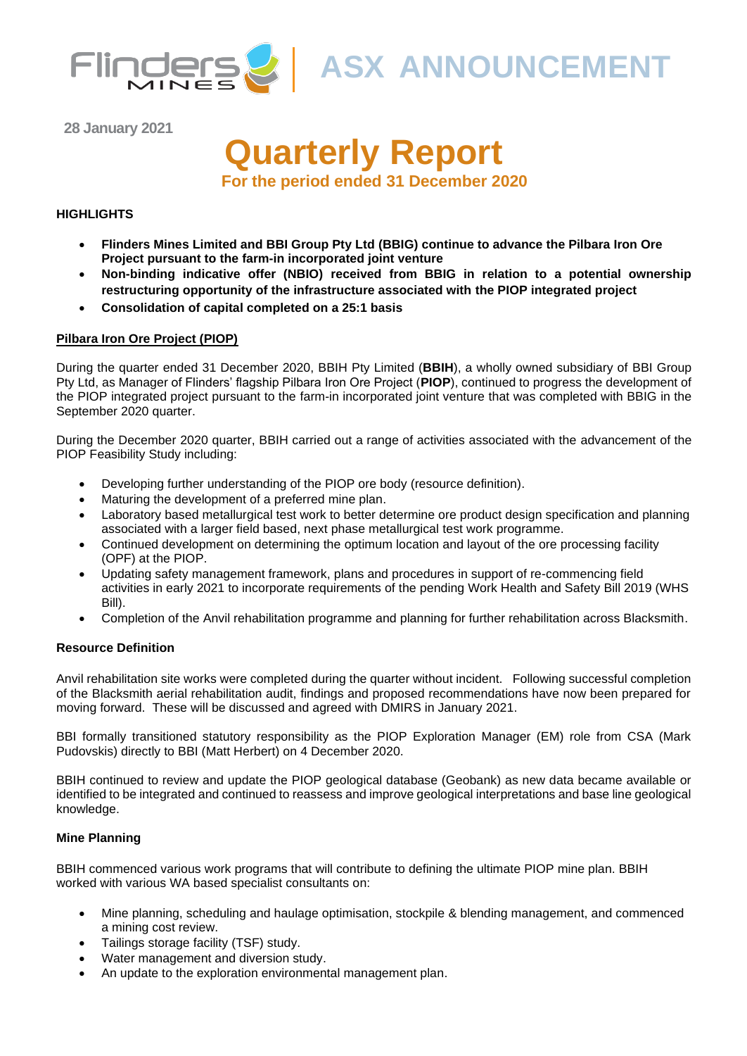# ASX ANNOUNCEMENT

**28 January 2021**

# Quarterly Report

## For the period ended 31 December 2020

**HIGHLIGHTS**

- **Flinders Mines Limited and BBI Group Pty Ltd (BBIG) continue to advance the Pilbara Iron Ore Project pursuant to the farm-in incorporated joint venture**
- **Non-binding indicative offer (NBIO) received from BBIG in relation to a potential ownership restructuring opportunity of the infrastructure associated with the PIOP integrated project**
- **Consolidation of capital completed on a 25:1 basis**

**Pilbara Iron Ore Project (PIOP)**

During the quarter ended 31 December 2020, BBIH Pty Limited (**BBIH**), a wholly owned subsidiary of BBI Group Pty Ltd, as Manager of Flinders' flagship Pilbara Iron Ore Project (**PIOP**), continued to progress the development of the PIOP integrated project pursuant to the farm-in incorporated joint venture that was completed with BBIG in the September 2020 quarter.

During the December 2020 quarter, BBIH carried out a range of activities associated with the advancement of the PIOP Feasibility Study including:

- Developing further understanding of the PIOP ore body (resource definition).
- Maturing the development of a preferred mine plan.
- Laboratory based metallurgical test work to better determine ore product design specification and planning associated with a larger field based, next phase metallurgical test work programme.
- Continued development on determining the optimum location and layout of the ore processing facility (OPF) at the PIOP.
- Updating safety management framework, plans and procedures in support of re-commencing field activities in early 2021 to incorporate requirements of the pending Work Health and Safety Bill 2019 (WHS Bill).
- Completion of the Anvil rehabilitation programme and planning for further rehabilitation across Blacksmith.

**Resource Definition**

Anvil rehabilitation site works were completed during the quarter without incident. Following successful completion of the Blacksmith aerial rehabilitation audit, findings and proposed recommendations have now been prepared for moving forward. These will be discussed and agreed with DMIRS in January 2021.

BBI formally transitioned statutory responsibility as the PIOP Exploration Manager (EM) role from CSA (Mark Pudovskis) directly to BBI (Matt Herbert) on 4 December 2020.

BBIH continued to review and update the PIOP geological database (Geobank) as new data became available or identified to be integrated and continued to reassess and improve geological interpretations and base line geological knowledge.

**Mine Planning**

BBIH commenced various work programs that will contribute to defining the ultimate PIOP mine plan. BBIH worked with various WA based specialist consultants on:

- Mine planning, scheduling and haulage optimisation, stockpile & blending management, and commenced a mining cost review.
- Tailings storage facility (TSF) study.
- Water management and diversion study.
- An update to the exploration environmental management plan.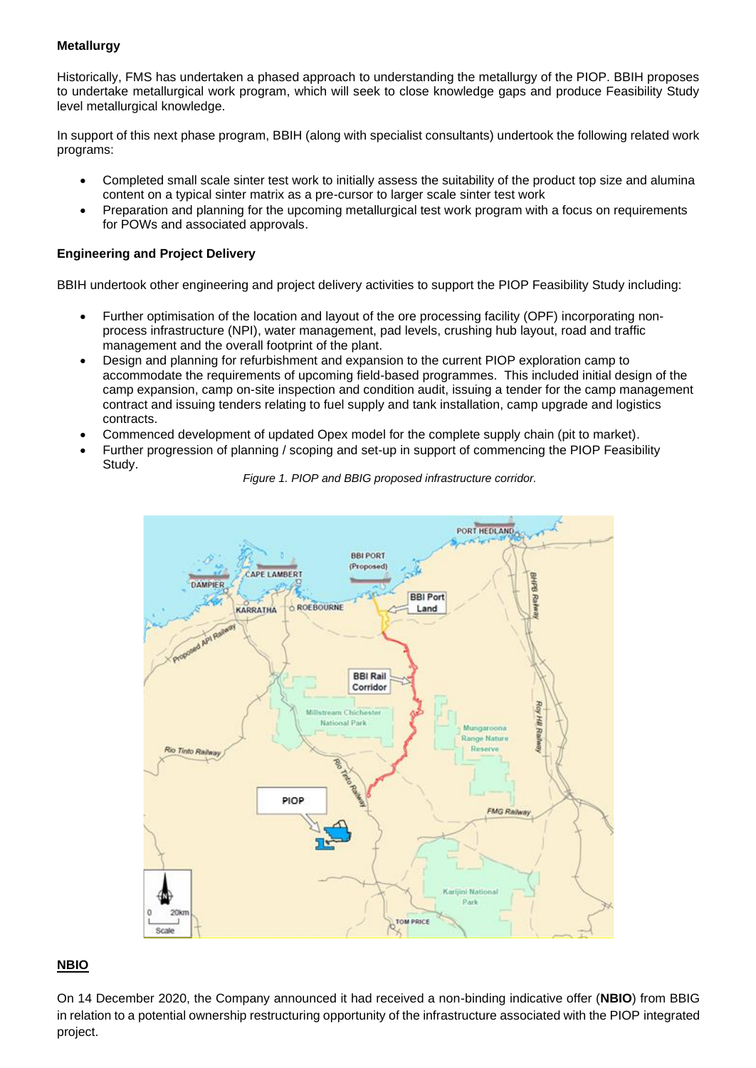**Metallurgy**

Historically, FMS has undertaken a phased approach to understanding the metallurgy of the PIOP. BBIH proposes to undertake metallurgical work program, which will seek to close knowledge gaps and produce Feasibility Study level metallurgical knowledge.

In support of this next phase program, BBIH (along with specialist consultants) undertook the following related work programs:

- Completed small scale sinter test work to initially assess the suitability of the product top size and alumina content on a typical sinter matrix as a pre-cursor to larger scale sinter test work
- Preparation and planning for the upcoming metallurgical test work program with a focus on requirements for POWs and associated approvals.

**Engineering and Project Delivery**

BBIH undertook other engineering and project delivery activities to support the PIOP Feasibility Study including:

- Further optimisation of the location and layout of the ore processing facility (OPF) incorporating non-process infrastructure (NPI), water management, pad levels, crushing hub layout, road and traffic management and the overall footprint of the plant.
- Design and planning for refurbishment and expansion to the current PIOP exploration camp to accommodate the requirements of upcoming field-based programmes. This included initial design of the camp expansion, camp on-site inspection and condition audit, issuing a tender for the camp management contract and issuing tenders relating to fuel supply and tank installation, camp upgrade and logistics contracts.
- Commenced development of updated Opex model for the complete supply chain (pit to market).
- Further progression of planning / scoping and set-up in support of commencing the PIOP Feasibility Study.

*Figure 1. PIOP and BBIG proposed infrastructure corridor.*

**NBIO**

On 14 December 2020, the Company announced it had received a non-binding indicative offer (**NBIO**) from BBIG in relation to a potential ownership restructuring opportunity of the infrastructure associated with the PIOP integrated project.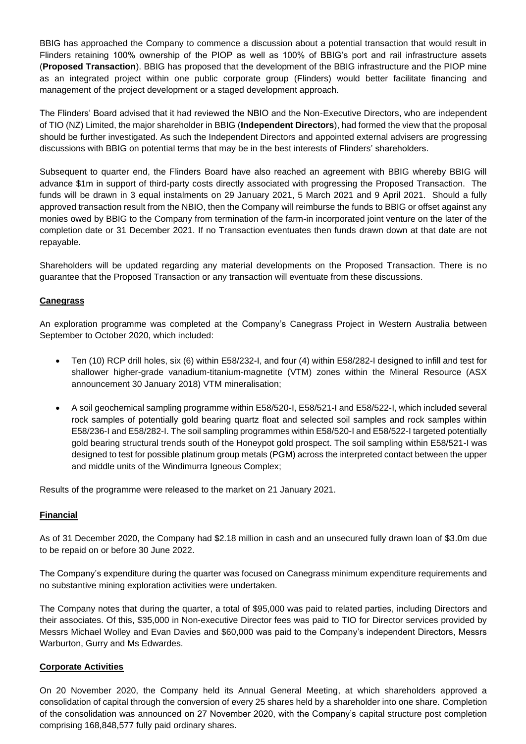BBIG has approached the Company to commence a discussion about a potential transaction that would result in Flinders retaining 100% ownership of the PIOP as well as 100% of BBIG's port and rail infrastructure assets (**Proposed Transaction**). BBIG has proposed that the development of the BBIG infrastructure and the PIOP mine as an integrated project within one public corporate group (Flinders) would better facilitate financing and management of the project development or a staged development approach.

The Flinders' Board advised that it had reviewed the NBIO and the Non-Executive Directors, who are independent of TIO (NZ) Limited, the major shareholder in BBIG (**Independent Directors**), had formed the view that the proposal should be further investigated. As such the Independent Directors and appointed external advisers are progressing discussions with BBIG on potential terms that may be in the best interests of Flinders' shareholders.

Subsequent to quarter end, the Flinders Board have also reached an agreement with BBIG whereby BBIG will advance $1m in support of third-party costs directly associated with progressing the Proposed Transaction. The funds will be drawn in 3 equal instalments on 29 January 2021, 5 March 2021 and 9 April 2021. Should a fully approved transaction result from the NBIO, then the Company will reimburse the funds to BBIG or offset against any monies owed by BBIG to the Company from termination of the farm-in incorporated joint venture on the later of the completion date or 31 December 2021. If no Transaction eventuates then funds drawn down at that date are not repayable.

Shareholders will be updated regarding any material developments on the Proposed Transaction. There is no guarantee that the Proposed Transaction or any transaction will eventuate from these discussions.

**Canegrass**

An exploration programme was completed at the Company's Canegrass Project in Western Australia between September to October 2020, which included:

- Ten (10) RCP drill holes, six (6) within E58/232-I, and four (4) within E58/282-I designed to infill and test for shallower higher-grade vanadium-titanium-magnetite (VTM) zones within the Mineral Resource (ASX announcement 30 January 2018) VTM mineralisation;
- A soil geochemical sampling programme within E58/520-I, E58/521-I and E58/522-I, which included several rock samples of potentially gold bearing quartz float and selected soil samples and rock samples within E58/236-I and E58/282-I. The soil sampling programmes within E58/520-I and E58/522-I targeted potentially gold bearing structural trends south of the Honeypot gold prospect. The soil sampling within E58/521-I was designed to test for possible platinum group metals (PGM) across the interpreted contact between the upper and middle units of the Windimurra Igneous Complex;

Results of the programme were released to the market on 21 January 2021.

**Financial**

As of 31 December 2020, the Company had $2.18 million in cash and an unsecured fully drawn loan of $3.0m due to be repaid on or before 30 June 2022.

The Company's expenditure during the quarter was focused on Canegrass minimum expenditure requirements and no substantive mining exploration activities were undertaken.

The Company notes that during the quarter, a total of $95,000 was paid to related parties, including Directors and their associates. Of this, $35,000 in Non-executive Director fees was paid to TIO for Director services provided by Messrs Michael Wolley and Evan Davies and $60,000 was paid to the Company's independent Directors, Messrs Warburton, Gurry and Ms Edwardes.

**Corporate Activities**

On 20 November 2020, the Company held its Annual General Meeting, at which shareholders approved a consolidation of capital through the conversion of every 25 shares held by a shareholder into one share. Completion of the consolidation was announced on 27 November 2020, with the Company's capital structure post completion comprising 168,848,577 fully paid ordinary shares.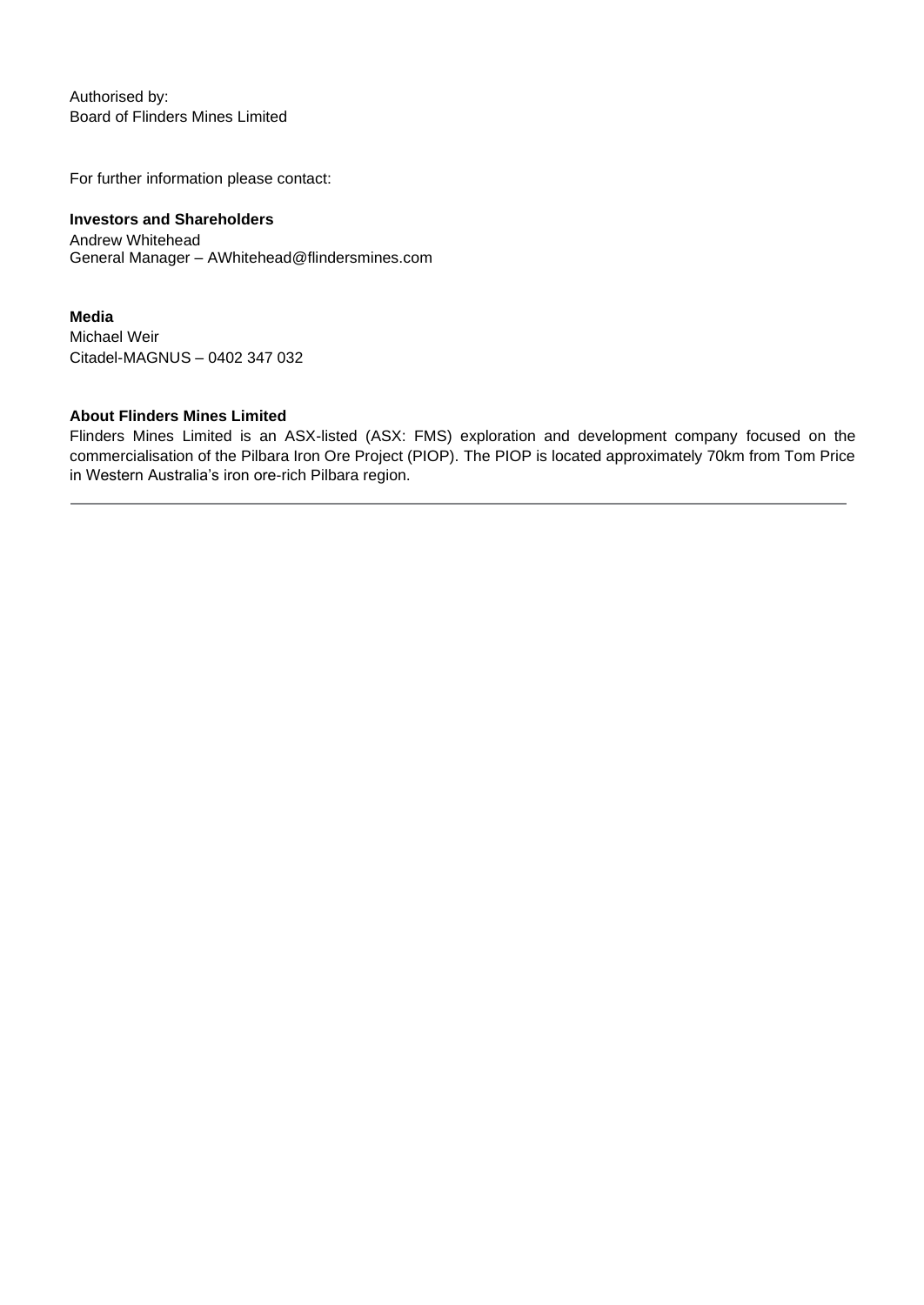Authorised by:
Board of Flinders Mines Limited

For further information please contact:

**Investors and Shareholders**
Andrew Whitehead
General Manager – AWhitehead@flindersmines.com

**Media**
Michael Weir
Citadel-MAGNUS – 0402 347 032

**About Flinders Mines Limited**

Flinders Mines Limited is an ASX-listed (ASX: FMS) exploration and development company focused on the commercialisation of the Pilbara Iron Ore Project (PIOP). The PIOP is located approximately 70km from Tom Price in Western Australia's iron ore-rich Pilbara region.

---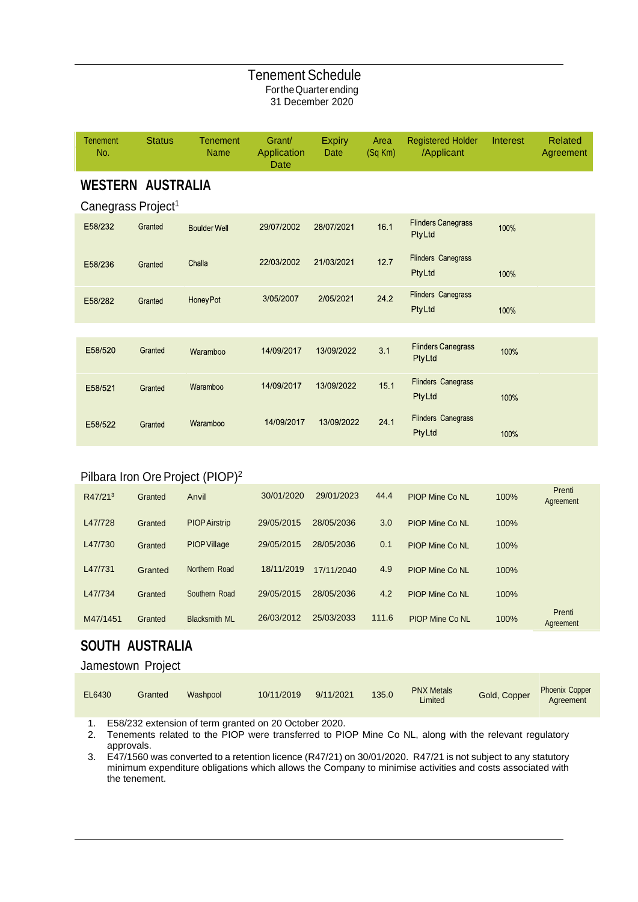# Tenement Schedule

For the Quarter ending
31 December 2020

| Tenement No. | Status | Tenement Name | Grant/ Application Date | Expiry Date | Area (Sq Km) | Registered Holder /Applicant | Interest | Related Agreement |
|---|---|---|---|---|---|---|---|---|

## WESTERN AUSTRALIA

### Canegrass Project[1]

| Tenement No. | Status | Tenement Name | Grant/ Application Date | Expiry Date | Area (Sq Km) | Registered Holder /Applicant | Interest | Related Agreement |
|---|---|---|---|---|---|---|---|---|
| E58/232 | Granted | Boulder Well | 29/07/2002 | 28/07/2021 | 16.1 | Flinders Canegrass Pty Ltd | 100% | |
| E58/236 | Granted | Challa | 22/03/2002 | 21/03/2021 | 12.7 | Flinders Canegrass Pty Ltd | 100% | |
| E58/282 | Granted | Honey Pot | 3/05/2007 | 2/05/2021 | 24.2 | Flinders Canegrass Pty Ltd | 100% | |
| E58/520 | Granted | Waramboo | 14/09/2017 | 13/09/2022 | 3.1 | Flinders Canegrass Pty Ltd | 100% | |
| E58/521 | Granted | Waramboo | 14/09/2017 | 13/09/2022 | 15.1 | Flinders Canegrass Pty Ltd | 100% | |
| E58/522 | Granted | Waramboo | 14/09/2017 | 13/09/2022 | 24.1 | Flinders Canegrass Pty Ltd | 100% | |

### Pilbara Iron Ore Project (PIOP)[2]

| Tenement No. | Status | Tenement Name | Grant/ Application Date | Expiry Date | Area (Sq Km) | Registered Holder /Applicant | Interest | Related Agreement |
|---|---|---|---|---|---|---|---|---|
| R47/21[3] | Granted | Anvil | 30/01/2020 | 29/01/2023 | 44.4 | PIOP Mine Co NL | 100% | Prenti Agreement |
| L47/728 | Granted | PIOP Airstrip | 29/05/2015 | 28/05/2036 | 3.0 | PIOP Mine Co NL | 100% | |
| L47/730 | Granted | PIOP Village | 29/05/2015 | 28/05/2036 | 0.1 | PIOP Mine Co NL | 100% | |
| L47/731 | Granted | Northern Road | 18/11/2019 | 17/11/2040 | 4.9 | PIOP Mine Co NL | 100% | |
| L47/734 | Granted | Southern Road | 29/05/2015 | 28/05/2036 | 4.2 | PIOP Mine Co NL | 100% | |
| M47/1451 | Granted | Blacksmith ML | 26/03/2012 | 25/03/2033 | 111.6 | PIOP Mine Co NL | 100% | Prenti Agreement |

## SOUTH AUSTRALIA

### Jamestown Project

| Tenement No. | Status | Tenement Name | Grant/ Application Date | Expiry Date | Area (Sq Km) | Registered Holder /Applicant | Interest | Related Agreement |
|---|---|---|---|---|---|---|---|---|
| EL6430 | Granted | Washpool | 10/11/2019 | 9/11/2021 | 135.0 | PNX Metals Limited | Gold, Copper | Phoenix Copper Agreement |

1. E58/232 extension of term granted on 20 October 2020.
2. Tenements related to the PIOP were transferred to PIOP Mine Co NL, along with the relevant regulatory approvals.
3. E47/1560 was converted to a retention licence (R47/21) on 30/01/2020. R47/21 is not subject to any statutory minimum expenditure obligations which allows the Company to minimise activities and costs associated with the tenement.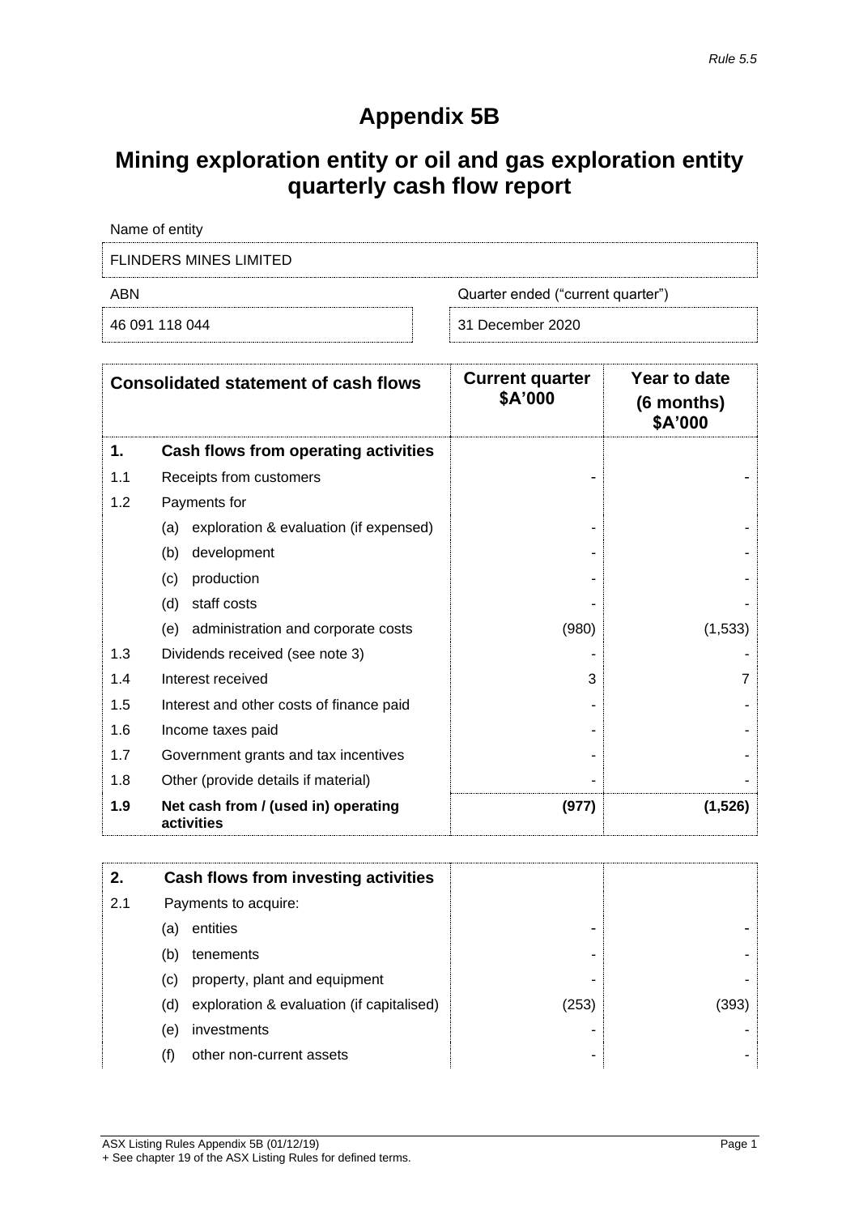*Rule 5.5*

# Appendix 5B

## Mining exploration entity or oil and gas exploration entity quarterly cash flow report

| Name of entity | |
|---|---|
| FLINDERS MINES LIMITED | |
| **ABN** | **Quarter ended ("current quarter")** |
| 46 091 118 044 | 31 December 2020 |

| | Consolidated statement of cash flows | Current quarter \$A'000 | Year to date (6 months) \$A'000 |
|---|---|---|---|
| **1.** | **Cash flows from operating activities** | | |
| 1.1 | Receipts from customers | - | - |
| 1.2 | Payments for | | |
| | (a) exploration & evaluation (if expensed) | - | - |
| | (b) development | - | - |
| | (c) production | - | - |
| | (d) staff costs | - | - |
| | (e) administration and corporate costs | (980) | (1,533) |
| 1.3 | Dividends received (see note 3) | - | - |
| 1.4 | Interest received | 3 | 7 |
| 1.5 | Interest and other costs of finance paid | - | - |
| 1.6 | Income taxes paid | - | - |
| 1.7 | Government grants and tax incentives | - | - |
| 1.8 | Other (provide details if material) | - | - |
| **1.9** | **Net cash from / (used in) operating activities** | **(977)** | **(1,526)** |

| | | | |
|---|---|---|---|
| **2.** | **Cash flows from investing activities** | | |
| 2.1 | Payments to acquire: | | |
| | (a) entities | - | - |
| | (b) tenements | - | - |
| | (c) property, plant and equipment | - | - |
| | (d) exploration & evaluation (if capitalised) | (253) | (393) |
| | (e) investments | - | - |
| | (f) other non-current assets | - | - |

ASX Listing Rules Appendix 5B (01/12/19)
+ See chapter 19 of the ASX Listing Rules for defined terms.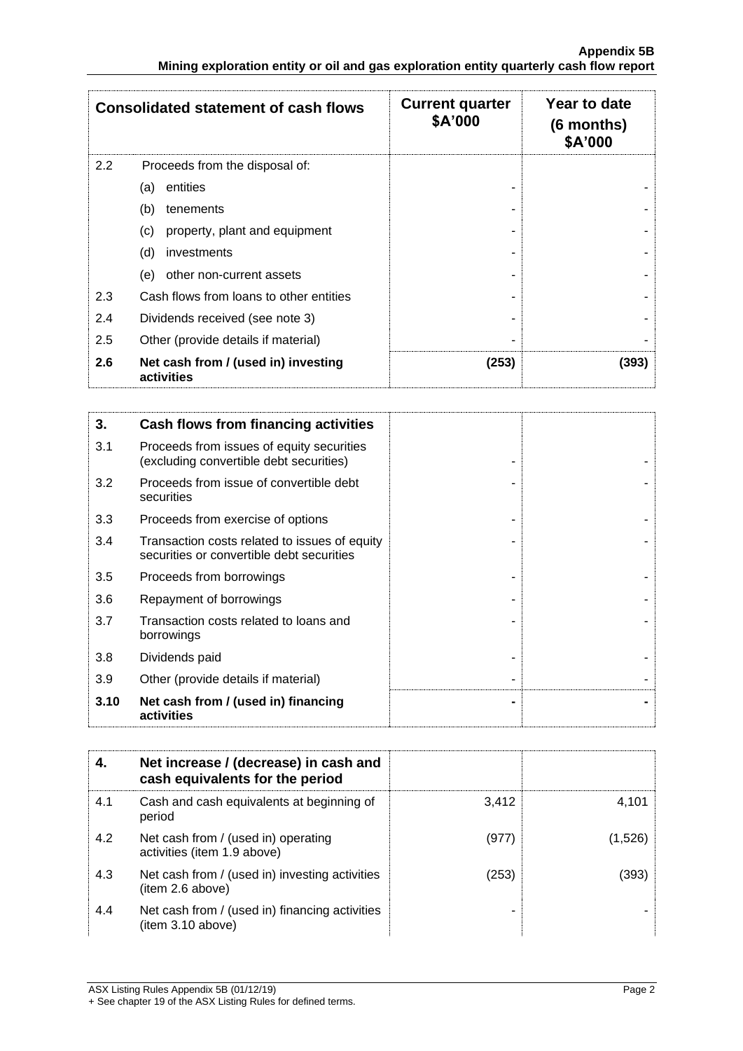| Consolidated statement of cash flows | | Current quarter $A'000 | Year to date (6 months) $A'000 |
|---|---|---|---|
| 2.2 | Proceeds from the disposal of: | | |
| | (a) entities | - | - |
| | (b) tenements | - | - |
| | (c) property, plant and equipment | - | - |
| | (d) investments | - | - |
| | (e) other non-current assets | - | - |
| 2.3 | Cash flows from loans to other entities | - | - |
| 2.4 | Dividends received (see note 3) | - | - |
| 2.5 | Other (provide details if material) | - | - |
| **2.6** | **Net cash from / (used in) investing activities** | **(253)** | **(393)** |

| **3.** | **Cash flows from financing activities** | | |
|---|---|---|---|
| 3.1 | Proceeds from issues of equity securities (excluding convertible debt securities) | - | - |
| 3.2 | Proceeds from issue of convertible debt securities | - | - |
| 3.3 | Proceeds from exercise of options | - | - |
| 3.4 | Transaction costs related to issues of equity securities or convertible debt securities | - | - |
| 3.5 | Proceeds from borrowings | - | - |
| 3.6 | Repayment of borrowings | - | - |
| 3.7 | Transaction costs related to loans and borrowings | - | - |
| 3.8 | Dividends paid | - | - |
| 3.9 | Other (provide details if material) | - | - |
| **3.10** | **Net cash from / (used in) financing activities** | **-** | **-** |

| **4.** | **Net increase / (decrease) in cash and cash equivalents for the period** | | |
|---|---|---|---|
| 4.1 | Cash and cash equivalents at beginning of period | 3,412 | 4,101 |
| 4.2 | Net cash from / (used in) operating activities (item 1.9 above) | (977) | (1,526) |
| 4.3 | Net cash from / (used in) investing activities (item 2.6 above) | (253) | (393) |
| 4.4 | Net cash from / (used in) financing activities (item 3.10 above) | - | - |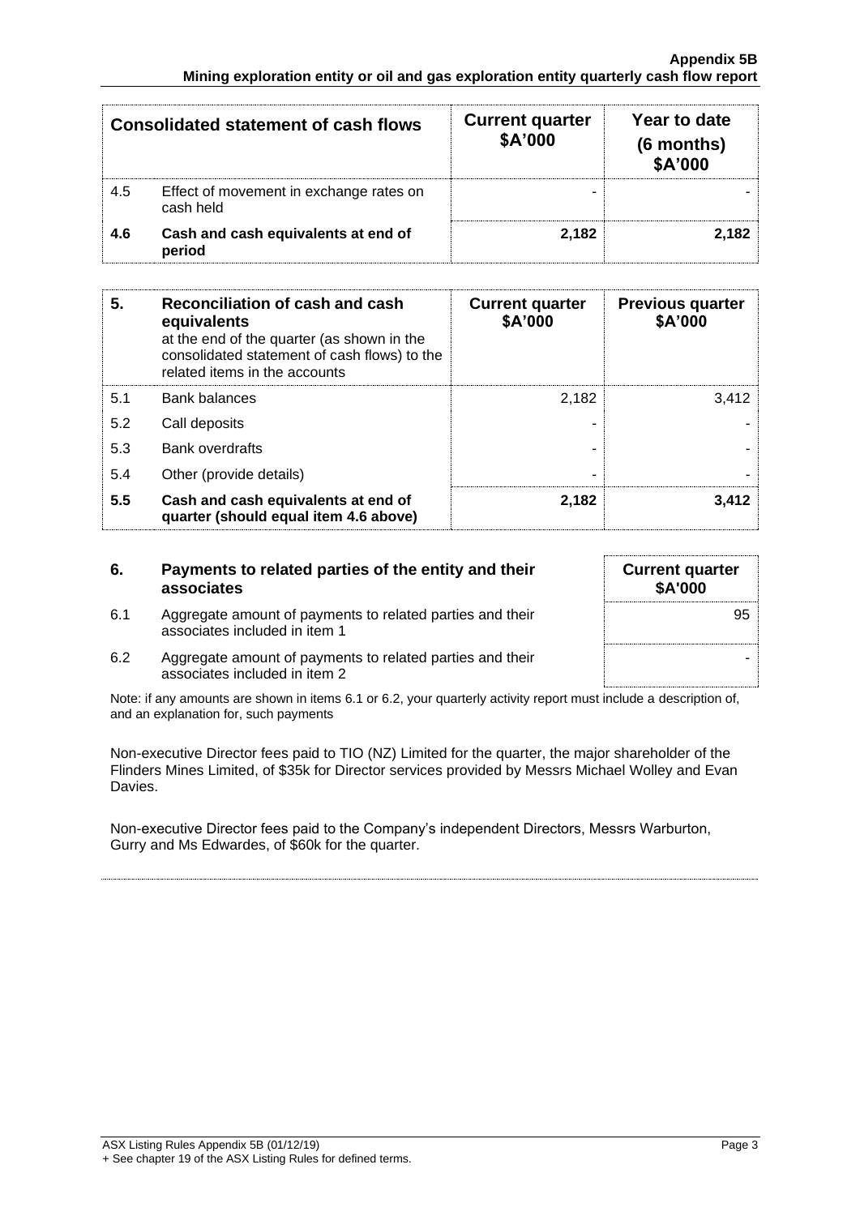| Consolidated statement of cash flows | | Current quarter $A'000 | Year to date (6 months) $A'000 |
|---|---|---|---|
| 4.5 | Effect of movement in exchange rates on cash held | - | - |
| **4.6** | **Cash and cash equivalents at end of period** | **2,182** | **2,182** |

| 5. | Reconciliation of cash and cash equivalents at the end of the quarter (as shown in the consolidated statement of cash flows) to the related items in the accounts | Current quarter $A'000 | Previous quarter $A'000 |
|---|---|---|---|
| 5.1 | Bank balances | 2,182 | 3,412 |
| 5.2 | Call deposits | - | - |
| 5.3 | Bank overdrafts | - | - |
| 5.4 | Other (provide details) | - | - |
| **5.5** | **Cash and cash equivalents at end of quarter (should equal item 4.6 above)** | **2,182** | **3,412** |

| 6. | Payments to related parties of the entity and their associates | Current quarter $A'000 |
|---|---|---|
| 6.1 | Aggregate amount of payments to related parties and their associates included in item 1 | 95 |
| 6.2 | Aggregate amount of payments to related parties and their associates included in item 2 | - |

Note: if any amounts are shown in items 6.1 or 6.2, your quarterly activity report must include a description of, and an explanation for, such payments

Non-executive Director fees paid to TIO (NZ) Limited for the quarter, the major shareholder of the Flinders Mines Limited, of $35k for Director services provided by Messrs Michael Wolley and Evan Davies.

Non-executive Director fees paid to the Company's independent Directors, Messrs Warburton, Gurry and Ms Edwardes, of $60k for the quarter.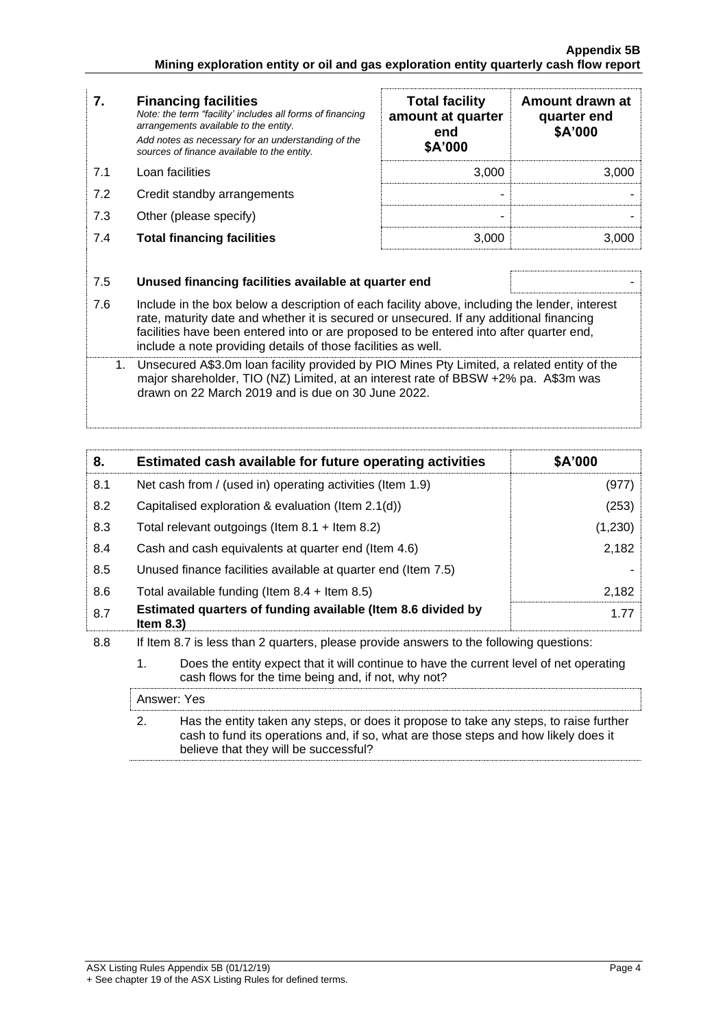| 7. | **Financing facilities**<br>*Note: the term "facility' includes all forms of financing arrangements available to the entity.*<br>*Add notes as necessary for an understanding of the sources of finance available to the entity.* | **Total facility amount at quarter end \$A'000** | **Amount drawn at quarter end \$A'000** |
|---|---|---|---|
| 7.1 | Loan facilities | 3,000 | 3,000 |
| 7.2 | Credit standby arrangements | - | - |
| 7.3 | Other (please specify) | - | - |
| 7.4 | **Total financing facilities** | 3,000 | 3,000 |

| | | |
|---|---|---|
| 7.5 | **Unused financing facilities available at quarter end** | - |

7.6 Include in the box below a description of each facility above, including the lender, interest rate, maturity date and whether it is secured or unsecured. If any additional financing facilities have been entered into or are proposed to be entered into after quarter end, include a note providing details of those facilities as well.

1. Unsecured A\$3.0m loan facility provided by PIO Mines Pty Limited, a related entity of the major shareholder, TIO (NZ) Limited, at an interest rate of BBSW +2% pa. A\$3m was drawn on 22 March 2019 and is due on 30 June 2022.

| 8. | **Estimated cash available for future operating activities** | **\$A'000** |
|---|---|---|
| 8.1 | Net cash from / (used in) operating activities (Item 1.9) | (977) |
| 8.2 | Capitalised exploration & evaluation (Item 2.1(d)) | (253) |
| 8.3 | Total relevant outgoings (Item 8.1 + Item 8.2) | (1,230) |
| 8.4 | Cash and cash equivalents at quarter end (Item 4.6) | 2,182 |
| 8.5 | Unused finance facilities available at quarter end (Item 7.5) | - |
| 8.6 | Total available funding (Item 8.4 + Item 8.5) | 2,182 |
| 8.7 | **Estimated quarters of funding available (Item 8.6 divided by Item 8.3)** | 1.77 |

8.8 If Item 8.7 is less than 2 quarters, please provide answers to the following questions:

1. Does the entity expect that it will continue to have the current level of net operating cash flows for the time being and, if not, why not?

Answer: Yes

2. Has the entity taken any steps, or does it propose to take any steps, to raise further cash to fund its operations and, if so, what are those steps and how likely does it believe that they will be successful?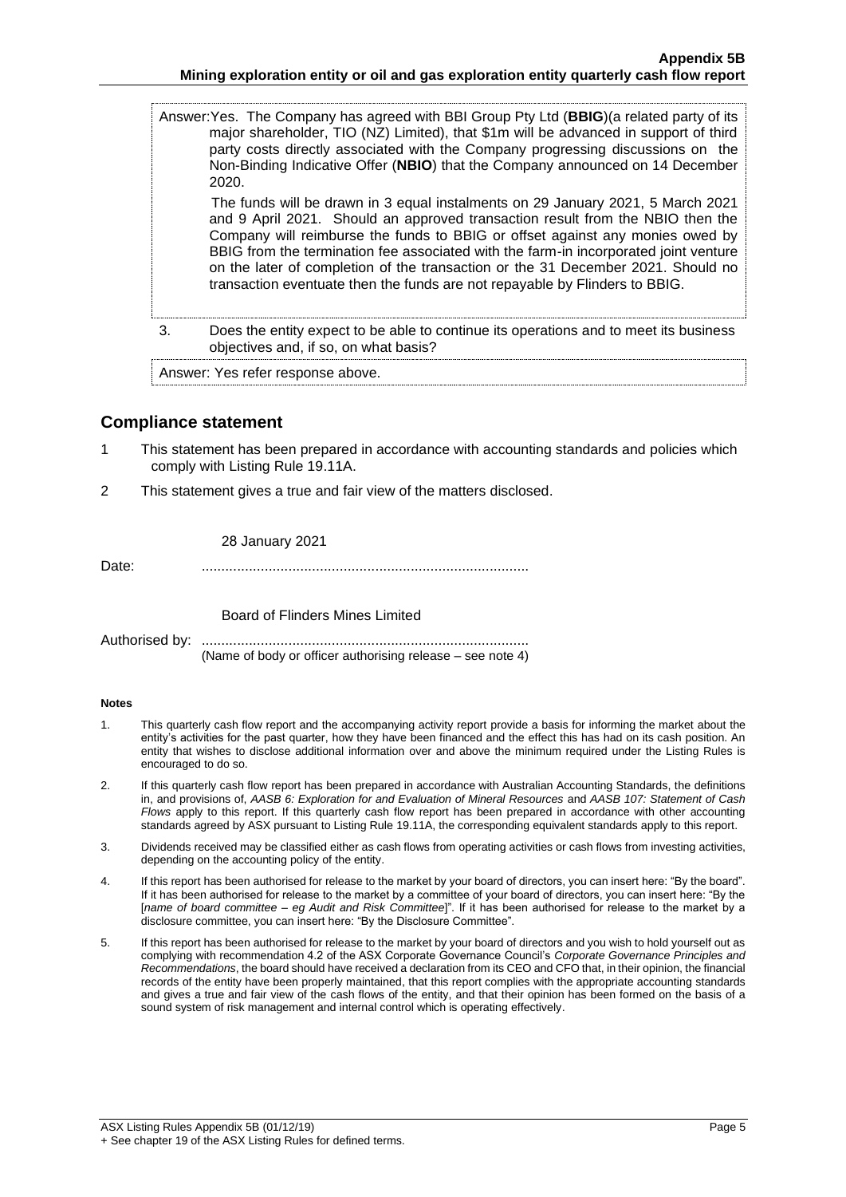Answer: Yes. The Company has agreed with BBI Group Pty Ltd (**BBIG**)(a related party of its major shareholder, TIO (NZ) Limited), that $1m will be advanced in support of third party costs directly associated with the Company progressing discussions on the Non-Binding Indicative Offer (**NBIO**) that the Company announced on 14 December 2020.

The funds will be drawn in 3 equal instalments on 29 January 2021, 5 March 2021 and 9 April 2021. Should an approved transaction result from the NBIO then the Company will reimburse the funds to BBIG or offset against any monies owed by BBIG from the termination fee associated with the farm-in incorporated joint venture on the later of completion of the transaction or the 31 December 2021. Should no transaction eventuate then the funds are not repayable by Flinders to BBIG.

3. Does the entity expect to be able to continue its operations and to meet its business objectives and, if so, on what basis?

Answer: Yes refer response above.

## Compliance statement

1 This statement has been prepared in accordance with accounting standards and policies which comply with Listing Rule 19.11A.

2 This statement gives a true and fair view of the matters disclosed.

Date: 28 January 2021

Authorised by: Board of Flinders Mines Limited
(Name of body or officer authorising release – see note 4)

**Notes**

1. This quarterly cash flow report and the accompanying activity report provide a basis for informing the market about the entity's activities for the past quarter, how they have been financed and the effect this has had on its cash position. An entity that wishes to disclose additional information over and above the minimum required under the Listing Rules is encouraged to do so.
2. If this quarterly cash flow report has been prepared in accordance with Australian Accounting Standards, the definitions in, and provisions of, *AASB 6: Exploration for and Evaluation of Mineral Resources* and *AASB 107: Statement of Cash Flows* apply to this report. If this quarterly cash flow report has been prepared in accordance with other accounting standards agreed by ASX pursuant to Listing Rule 19.11A, the corresponding equivalent standards apply to this report.
3. Dividends received may be classified either as cash flows from operating activities or cash flows from investing activities, depending on the accounting policy of the entity.
4. If this report has been authorised for release to the market by your board of directors, you can insert here: "By the board". If it has been authorised for release to the market by a committee of your board of directors, you can insert here: "By the [*name of board committee – eg Audit and Risk Committee*]". If it has been authorised for release to the market by a disclosure committee, you can insert here: "By the Disclosure Committee".
5. If this report has been authorised for release to the market by your board of directors and you wish to hold yourself out as complying with recommendation 4.2 of the ASX Corporate Governance Council's *Corporate Governance Principles and Recommendations*, the board should have received a declaration from its CEO and CFO that, in their opinion, the financial records of the entity have been properly maintained, that this report complies with the appropriate accounting standards and gives a true and fair view of the cash flows of the entity, and that their opinion has been formed on the basis of a sound system of risk management and internal control which is operating effectively.